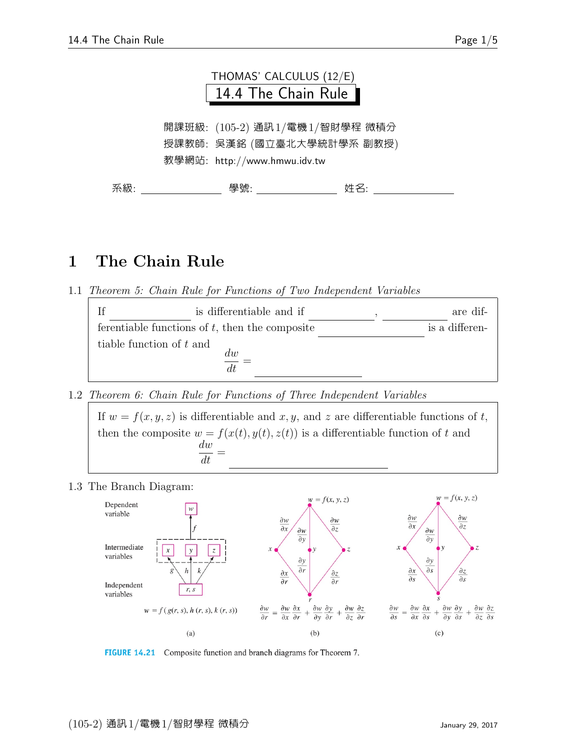THOMAS' CALCULUS (12/E)

# 14.4 The Chain Rule

開課班級: (105-2) 通訊1/電機1/智財學程 微積分
授課教師: 吳漢銘 (國立臺北大學統計學系 副教授)
教學網站: http://www.hmwu.idv.tw

系級: ______________ 學號: ______________ 姓名: ______________

## 1 The Chain Rule

1.1 *Theorem 5: Chain Rule for Functions of Two Independent Variables*

> If ______________ is differentiable and if ______________, ______________ are differentiable functions of $t$, then the composite ______________ is a differentiable function of $t$ and
>
> $$\frac{dw}{dt} = \rule{4cm}{0.4pt}$$

1.2 *Theorem 6: Chain Rule for Functions of Three Independent Variables*

> If $w = f(x, y, z)$ is differentiable and $x, y$, and $z$ are differentiable functions of $t$, then the composite $w = f(x(t), y(t), z(t))$ is a differentiable function of $t$ and
>
> $$\frac{dw}{dt} = \rule{6cm}{0.4pt}$$

1.3 The Branch Diagram:

(a) Dependent variable: $w$; Intermediate variables: $x$, $y$, $z$ (via $f$); Independent variables: $r, s$ (via $g$, $h$, $k$).

$$w = f(g(r,s), h(r,s), k(r,s))$$

(b)
$$\frac{\partial w}{\partial r} = \frac{\partial w}{\partial x}\frac{\partial x}{\partial r} + \frac{\partial w}{\partial y}\frac{\partial y}{\partial r} + \frac{\partial w}{\partial z}\frac{\partial z}{\partial r}$$

(c)
$$\frac{\partial w}{\partial s} = \frac{\partial w}{\partial x}\frac{\partial x}{\partial s} + \frac{\partial w}{\partial y}\frac{\partial y}{\partial s} + \frac{\partial w}{\partial z}\frac{\partial z}{\partial s}$$

**FIGURE 14.21** Composite function and branch diagrams for Theorem 7.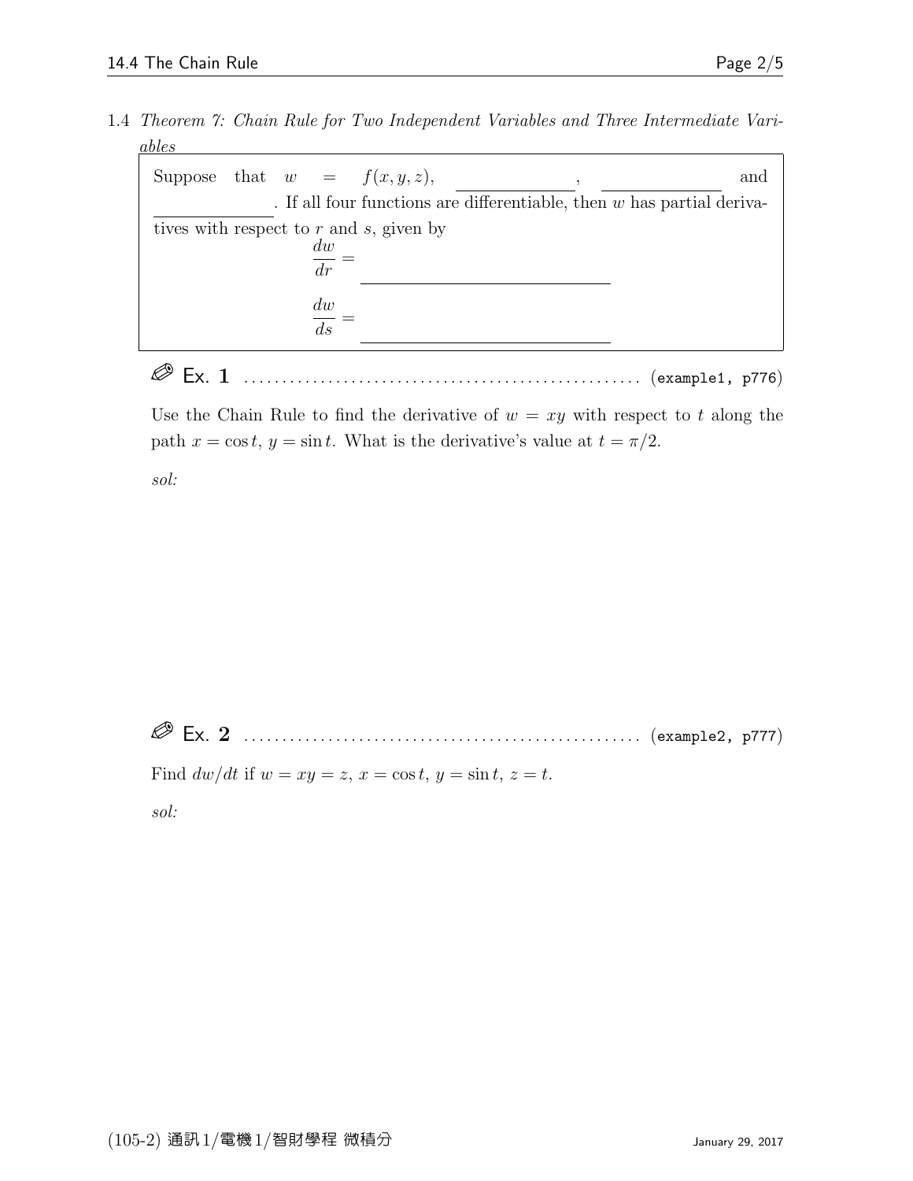1.4 *Theorem 7: Chain Rule for Two Independent Variables and Three Intermediate Variables*

> Suppose that $w = f(x, y, z)$, \_\_\_\_\_\_\_\_\_\_, \_\_\_\_\_\_\_\_\_\_ and \_\_\_\_\_\_\_\_\_\_. If all four functions are differentiable, then $w$ has partial derivatives with respect to $r$ and $s$, given by
>
> $$\frac{dw}{dr} = \underline{\hspace{6cm}}$$
>
> $$\frac{dw}{ds} = \underline{\hspace{6cm}}$$

✎ **Ex. 1** .................................................. (example1, p776)

Use the Chain Rule to find the derivative of $w = xy$ with respect to $t$ along the path $x = \cos t$, $y = \sin t$. What is the derivative's value at $t = \pi/2$.

*sol:*

✎ **Ex. 2** .................................................. (example2, p777)

Find $dw/dt$ if $w = xy = z$, $x = \cos t$, $y = \sin t$, $z = t$.

*sol:*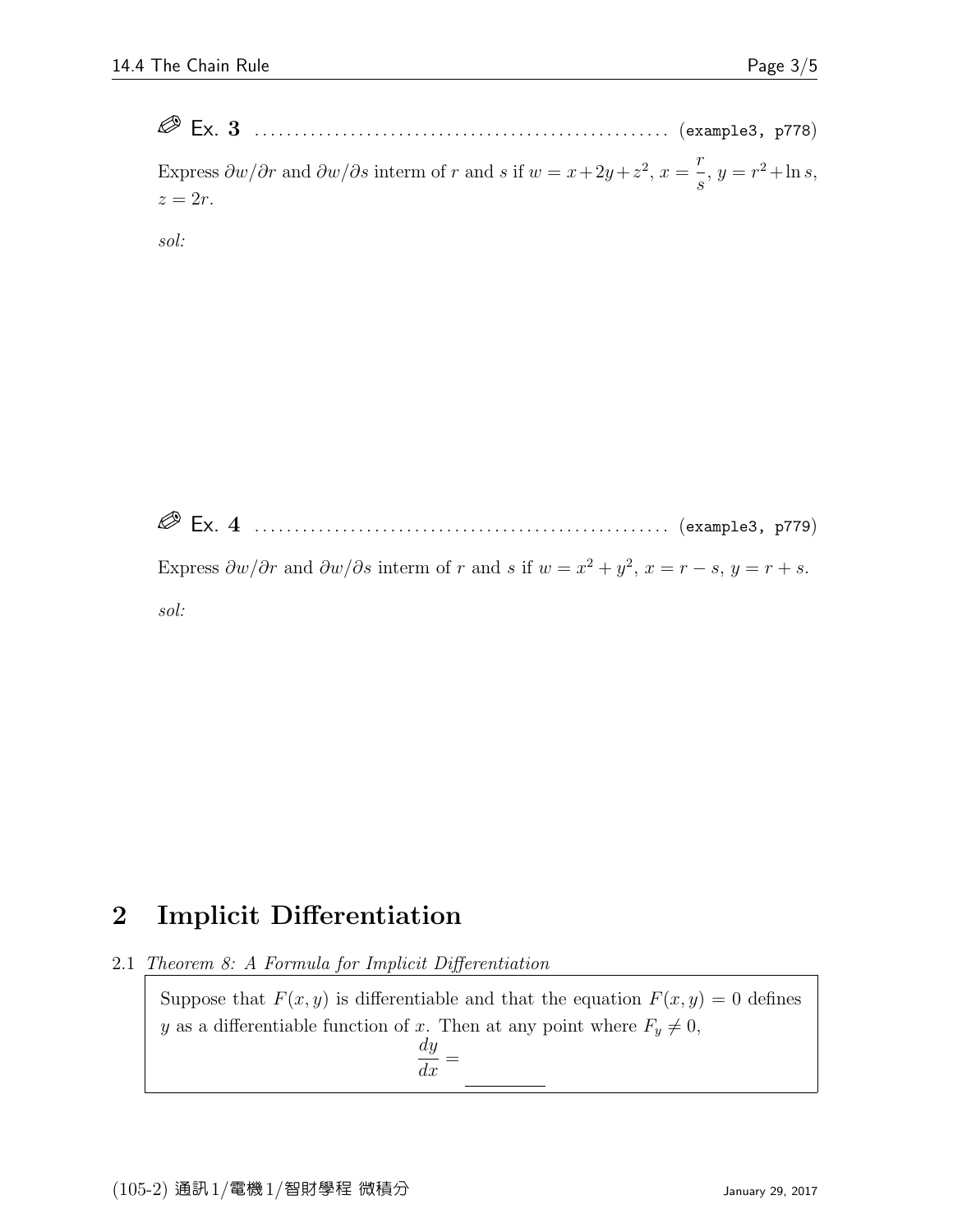**Ex. 3** .................................................. (example3, p778)

Express $\partial w/\partial r$ and $\partial w/\partial s$ interm of $r$ and $s$ if $w = x + 2y + z^2$, $x = \dfrac{r}{s}$, $y = r^2 + \ln s$, $z = 2r$.

*sol:*

**Ex. 4** .................................................. (example3, p779)

Express $\partial w/\partial r$ and $\partial w/\partial s$ interm of $r$ and $s$ if $w = x^2 + y^2$, $x = r - s$, $y = r + s$.

*sol:*

# 2 Implicit Differentiation

2.1 *Theorem 8: A Formula for Implicit Differentiation*

> Suppose that $F(x, y)$ is differentiable and that the equation $F(x, y) = 0$ defines $y$ as a differentiable function of $x$. Then at any point where $F_y \neq 0$,
>
> $$\frac{dy}{dx} = \underline{\qquad\qquad}$$

(105-2) 通訊1/電機1/智財學程 微積分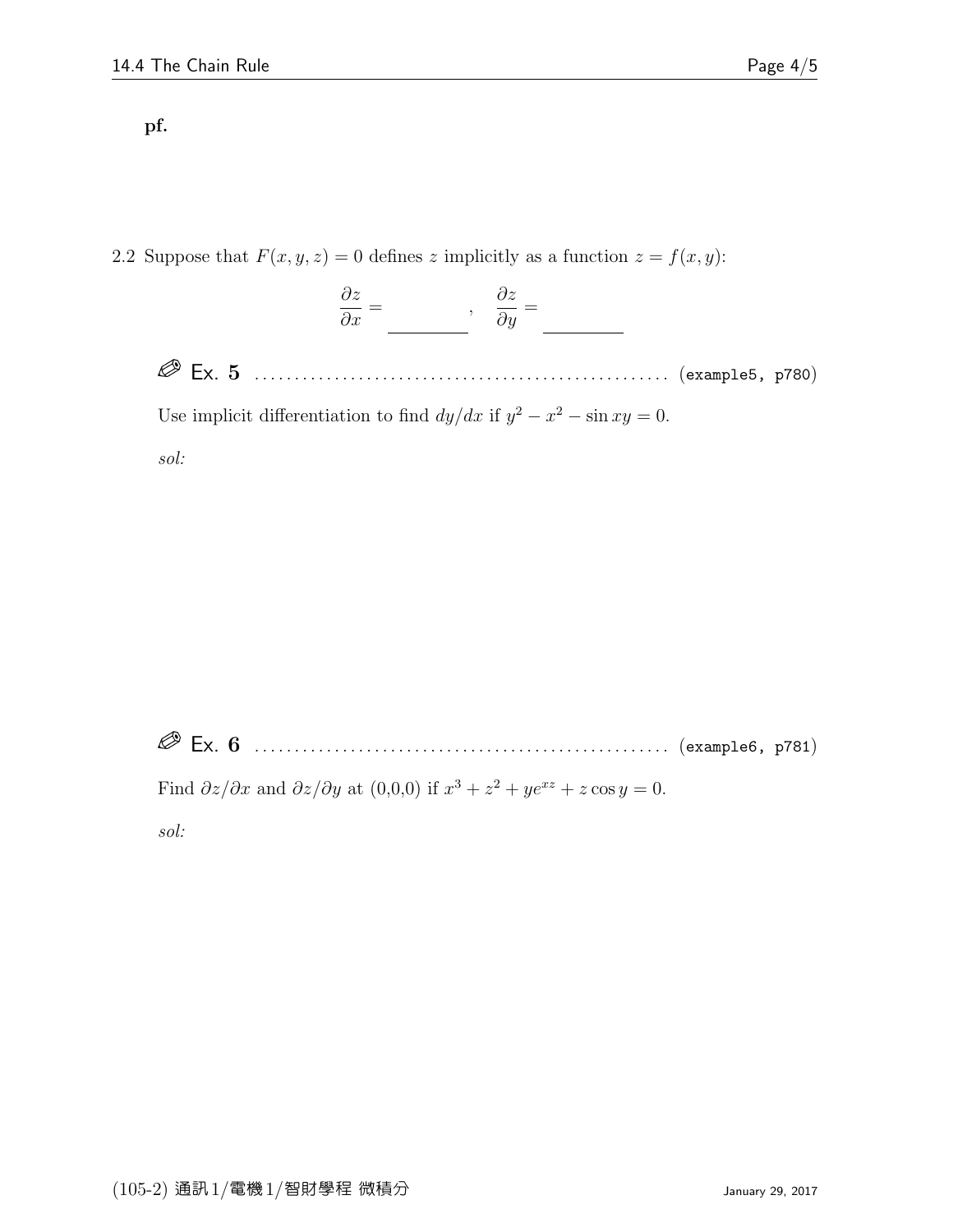**pf.**

2.2 Suppose that $F(x, y, z) = 0$ defines $z$ implicitly as a function $z = f(x, y)$:

$$\frac{\partial z}{\partial x} = \underline{\qquad\qquad}, \quad \frac{\partial z}{\partial y} = \underline{\qquad\qquad}$$

**Ex. 5** .................................................. (example5, p780)

Use implicit differentiation to find $dy/dx$ if $y^2 - x^2 - \sin xy = 0$.

*sol:*

**Ex. 6** .................................................. (example6, p781)

Find $\partial z/\partial x$ and $\partial z/\partial y$ at (0,0,0) if $x^3 + z^2 + ye^{xz} + z\cos y = 0$.

*sol:*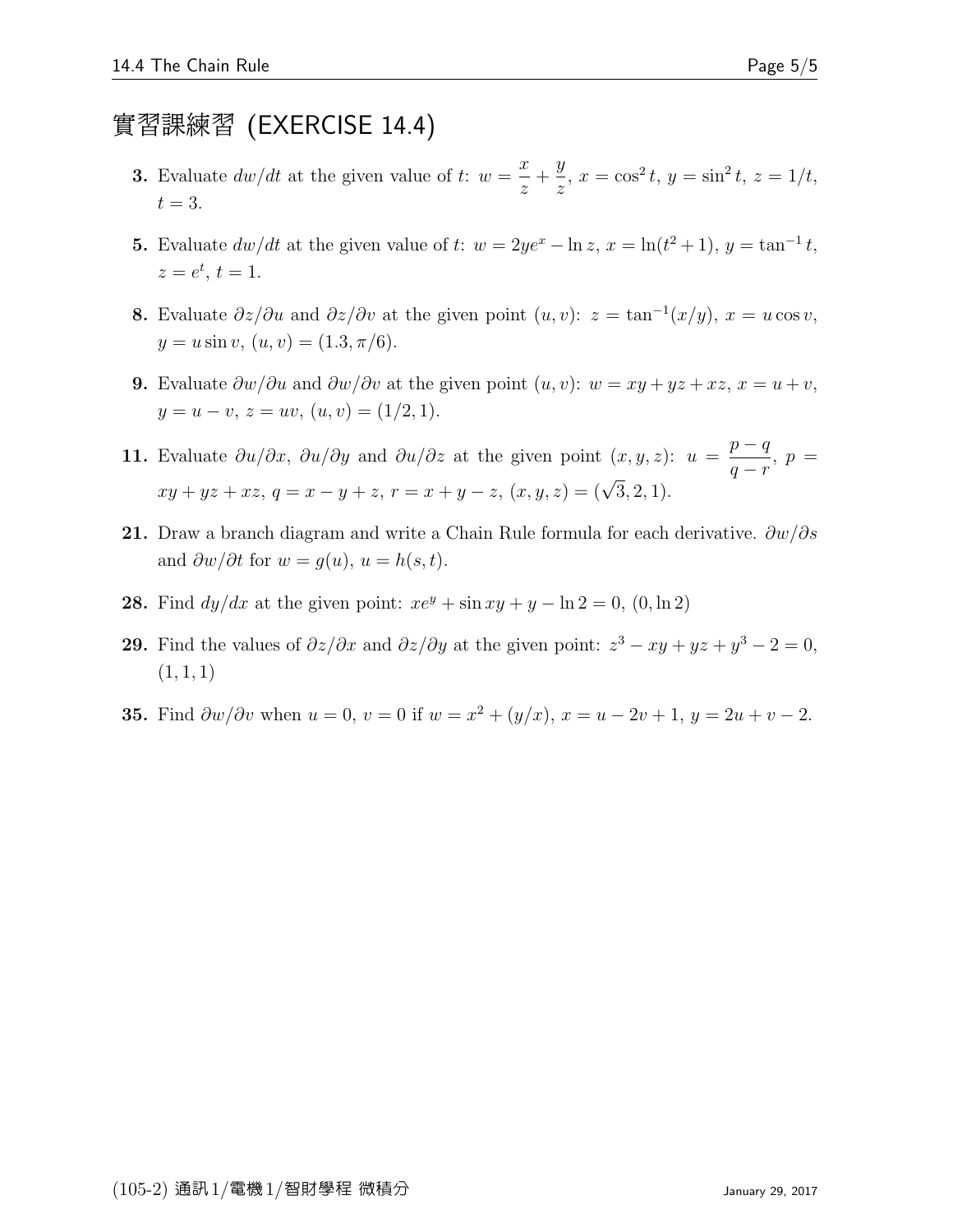# 實習課練習 (EXERCISE 14.4)

**3.** Evaluate $dw/dt$ at the given value of $t$: $w = \dfrac{x}{z} + \dfrac{y}{z}$, $x = \cos^2 t$, $y = \sin^2 t$, $z = 1/t$, $t = 3$.

**5.** Evaluate $dw/dt$ at the given value of $t$: $w = 2ye^x - \ln z$, $x = \ln(t^2+1)$, $y = \tan^{-1} t$, $z = e^t$, $t = 1$.

**8.** Evaluate $\partial z/\partial u$ and $\partial z/\partial v$ at the given point $(u, v)$: $z = \tan^{-1}(x/y)$, $x = u\cos v$, $y = u\sin v$, $(u, v) = (1.3, \pi/6)$.

**9.** Evaluate $\partial w/\partial u$ and $\partial w/\partial v$ at the given point $(u, v)$: $w = xy + yz + xz$, $x = u + v$, $y = u - v$, $z = uv$, $(u, v) = (1/2, 1)$.

**11.** Evaluate $\partial u/\partial x$, $\partial u/\partial y$ and $\partial u/\partial z$ at the given point $(x, y, z)$: $u = \dfrac{p-q}{q-r}$, $p = xy + yz + xz$, $q = x - y + z$, $r = x + y - z$, $(x, y, z) = (\sqrt{3}, 2, 1)$.

**21.** Draw a branch diagram and write a Chain Rule formula for each derivative. $\partial w/\partial s$ and $\partial w/\partial t$ for $w = g(u)$, $u = h(s, t)$.

**28.** Find $dy/dx$ at the given point: $xe^y + \sin xy + y - \ln 2 = 0$, $(0, \ln 2)$

**29.** Find the values of $\partial z/\partial x$ and $\partial z/\partial y$ at the given point: $z^3 - xy + yz + y^3 - 2 = 0$, $(1, 1, 1)$

**35.** Find $\partial w/\partial v$ when $u = 0$, $v = 0$ if $w = x^2 + (y/x)$, $x = u - 2v + 1$, $y = 2u + v - 2$.